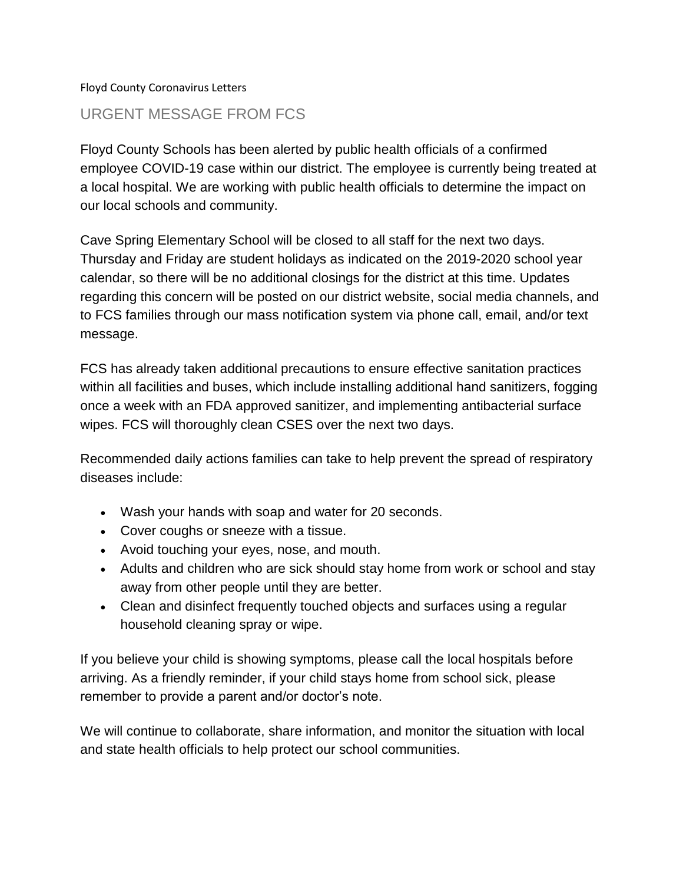Floyd County Coronavirus Letters

## URGENT MESSAGE FROM FCS

Floyd County Schools has been alerted by public health officials of a confirmed employee COVID-19 case within our district. The employee is currently being treated at a local hospital. We are working with public health officials to determine the impact on our local schools and community.

Cave Spring Elementary School will be closed to all staff for the next two days. Thursday and Friday are student holidays as indicated on the 2019-2020 school year calendar, so there will be no additional closings for the district at this time. Updates regarding this concern will be posted on our district website, social media channels, and to FCS families through our mass notification system via phone call, email, and/or text message.

FCS has already taken additional precautions to ensure effective sanitation practices within all facilities and buses, which include installing additional hand sanitizers, fogging once a week with an FDA approved sanitizer, and implementing antibacterial surface wipes. FCS will thoroughly clean CSES over the next two days.

Recommended daily actions families can take to help prevent the spread of respiratory diseases include:

- Wash your hands with soap and water for 20 seconds.
- Cover coughs or sneeze with a tissue.
- Avoid touching your eyes, nose, and mouth.
- Adults and children who are sick should stay home from work or school and stay away from other people until they are better.
- Clean and disinfect frequently touched objects and surfaces using a regular household cleaning spray or wipe.

If you believe your child is showing symptoms, please call the local hospitals before arriving. As a friendly reminder, if your child stays home from school sick, please remember to provide a parent and/or doctor's note.

We will continue to collaborate, share information, and monitor the situation with local and state health officials to help protect our school communities.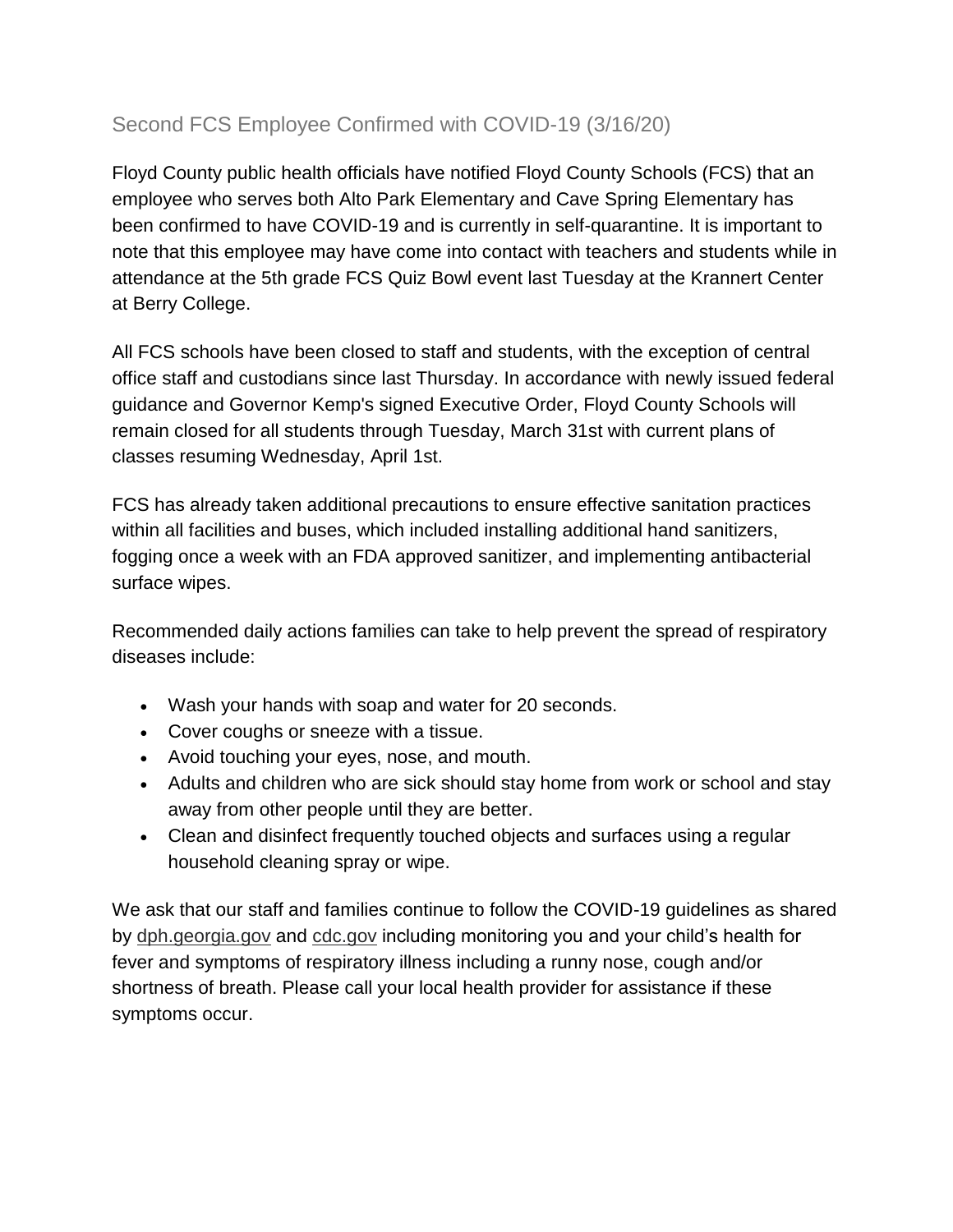## Second FCS Employee Confirmed with COVID-19 (3/16/20)

Floyd County public health officials have notified Floyd County Schools (FCS) that an employee who serves both Alto Park Elementary and Cave Spring Elementary has been confirmed to have COVID-19 and is currently in self-quarantine. It is important to note that this employee may have come into contact with teachers and students while in attendance at the 5th grade FCS Quiz Bowl event last Tuesday at the Krannert Center at Berry College.

All FCS schools have been closed to staff and students, with the exception of central office staff and custodians since last Thursday. In accordance with newly issued federal guidance and Governor Kemp's signed Executive Order, Floyd County Schools will remain closed for all students through Tuesday, March 31st with current plans of classes resuming Wednesday, April 1st.

FCS has already taken additional precautions to ensure effective sanitation practices within all facilities and buses, which included installing additional hand sanitizers, fogging once a week with an FDA approved sanitizer, and implementing antibacterial surface wipes.

Recommended daily actions families can take to help prevent the spread of respiratory diseases include:

- Wash your hands with soap and water for 20 seconds.
- Cover coughs or sneeze with a tissue.
- Avoid touching your eyes, nose, and mouth.
- Adults and children who are sick should stay home from work or school and stay away from other people until they are better.
- Clean and disinfect frequently touched objects and surfaces using a regular household cleaning spray or wipe.

We ask that our staff and families continue to follow the COVID-19 guidelines as shared by [dph.georgia.gov](dph.georgia.gov) and [cdc.gov](cdc.gov) including monitoring you and your child's health for fever and symptoms of respiratory illness including a runny nose, cough and/or shortness of breath. Please call your local health provider for assistance if these symptoms occur.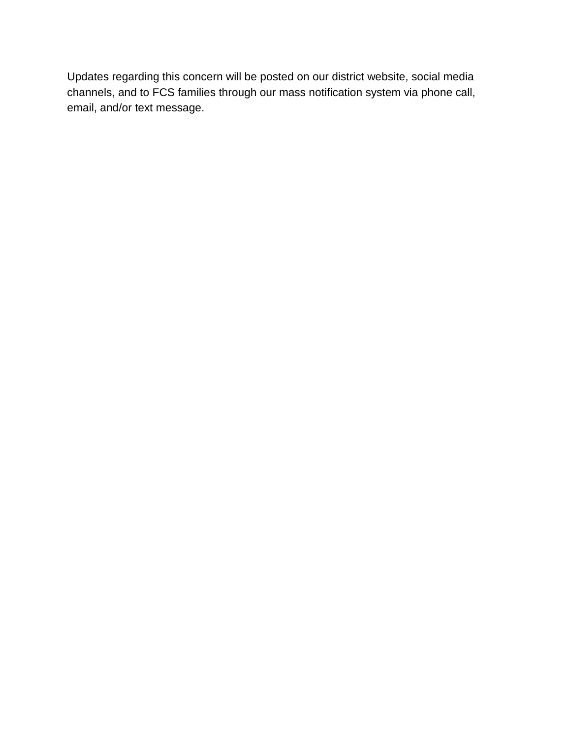Updates regarding this concern will be posted on our district website, social media channels, and to FCS families through our mass notification system via phone call, email, and/or text message.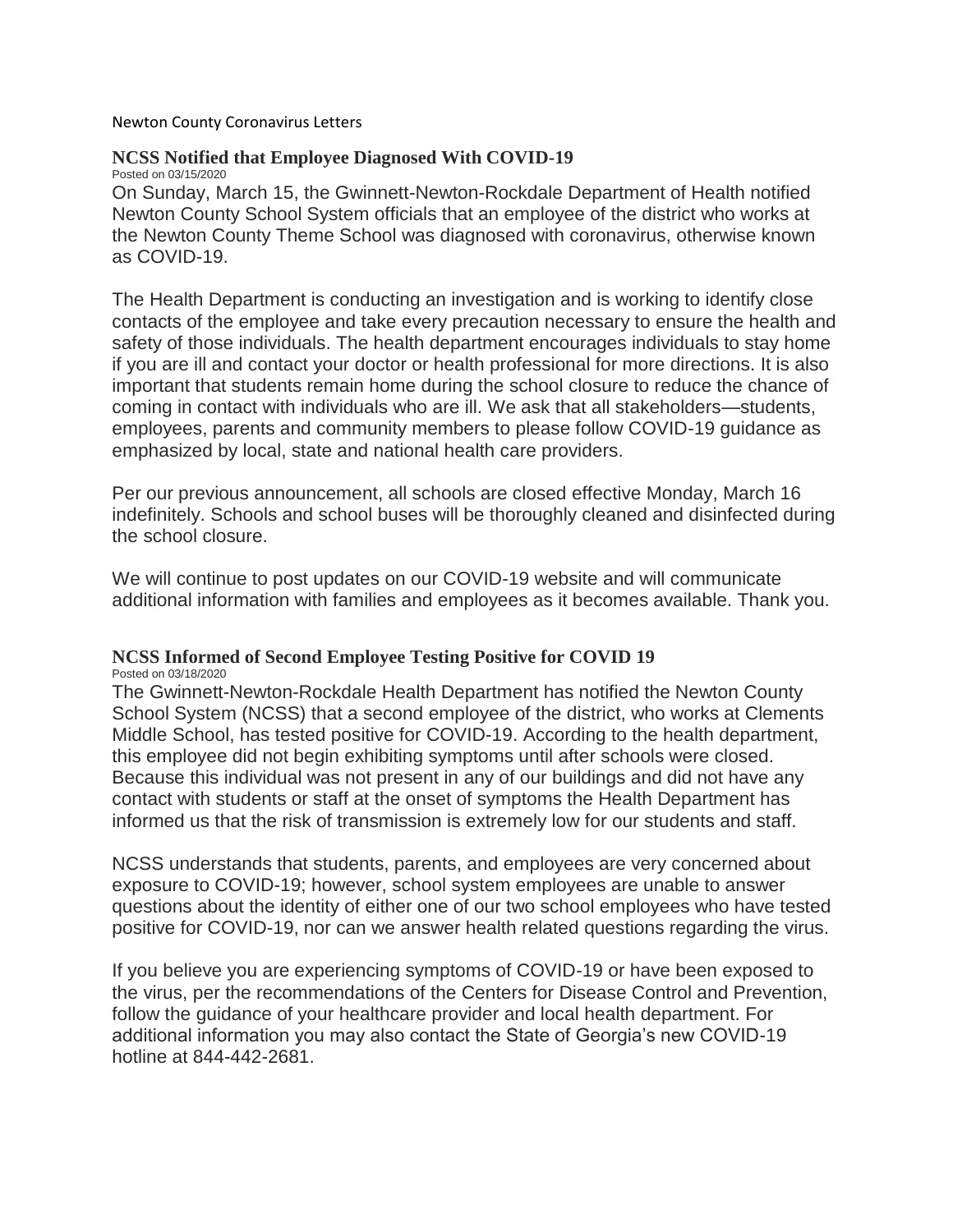Newton County Coronavirus Letters

### NCSS Notified that Employee Diagnosed With COVID-19

Posted on 03/15/2020

On Sunday, March 15, the Gwinnett-Newton-Rockdale Department of Health notified Newton County School System officials that an employee of the district who works at the Newton County Theme School was diagnosed with coronavirus, otherwise known as COVID-19.

The Health Department is conducting an investigation and is working to identify close contacts of the employee and take every precaution necessary to ensure the health and safety of those individuals. The health department encourages individuals to stay home if you are ill and contact your doctor or health professional for more directions. It is also important that students remain home during the school closure to reduce the chance of coming in contact with individuals who are ill. We ask that all stakeholders—students, employees, parents and community members to please follow COVID-19 guidance as emphasized by local, state and national health care providers.

Per our previous announcement, all schools are closed effective Monday, March 16 indefinitely. Schools and school buses will be thoroughly cleaned and disinfected during the school closure.

We will continue to post updates on our COVID-19 website and will communicate additional information with families and employees as it becomes available. Thank you.

### NCSS Informed of Second Employee Testing Positive for COVID 19

Posted on 03/18/2020

The Gwinnett-Newton-Rockdale Health Department has notified the Newton County School System (NCSS) that a second employee of the district, who works at Clements Middle School, has tested positive for COVID-19. According to the health department, this employee did not begin exhibiting symptoms until after schools were closed. Because this individual was not present in any of our buildings and did not have any contact with students or staff at the onset of symptoms the Health Department has informed us that the risk of transmission is extremely low for our students and staff.

NCSS understands that students, parents, and employees are very concerned about exposure to COVID-19; however, school system employees are unable to answer questions about the identity of either one of our two school employees who have tested positive for COVID-19, nor can we answer health related questions regarding the virus.

If you believe you are experiencing symptoms of COVID-19 or have been exposed to the virus, per the recommendations of the Centers for Disease Control and Prevention, follow the guidance of your healthcare provider and local health department. For additional information you may also contact the State of Georgia's new COVID-19 hotline at 844-442-2681.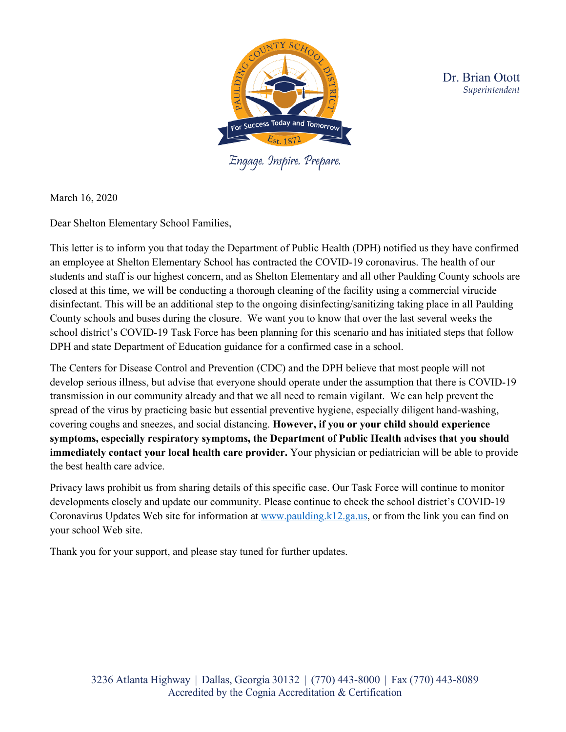Dr. Brian Otott
*Superintendent*

Engage. Inspire. Prepare.

March 16, 2020

Dear Shelton Elementary School Families,

This letter is to inform you that today the Department of Public Health (DPH) notified us they have confirmed an employee at Shelton Elementary School has contracted the COVID-19 coronavirus. The health of our students and staff is our highest concern, and as Shelton Elementary and all other Paulding County schools are closed at this time, we will be conducting a thorough cleaning of the facility using a commercial virucide disinfectant. This will be an additional step to the ongoing disinfecting/sanitizing taking place in all Paulding County schools and buses during the closure. We want you to know that over the last several weeks the school district's COVID-19 Task Force has been planning for this scenario and has initiated steps that follow DPH and state Department of Education guidance for a confirmed case in a school.

The Centers for Disease Control and Prevention (CDC) and the DPH believe that most people will not develop serious illness, but advise that everyone should operate under the assumption that there is COVID-19 transmission in our community already and that we all need to remain vigilant. We can help prevent the spread of the virus by practicing basic but essential preventive hygiene, especially diligent hand-washing, covering coughs and sneezes, and social distancing. **However, if you or your child should experience symptoms, especially respiratory symptoms, the Department of Public Health advises that you should immediately contact your local health care provider.** Your physician or pediatrician will be able to provide the best health care advice.

Privacy laws prohibit us from sharing details of this specific case. Our Task Force will continue to monitor developments closely and update our community. Please continue to check the school district's COVID-19 Coronavirus Updates Web site for information at www.paulding.k12.ga.us, or from the link you can find on your school Web site.

Thank you for your support, and please stay tuned for further updates.

3236 Atlanta Highway | Dallas, Georgia 30132 | (770) 443-8000 | Fax (770) 443-8089
Accredited by the Cognia Accreditation & Certification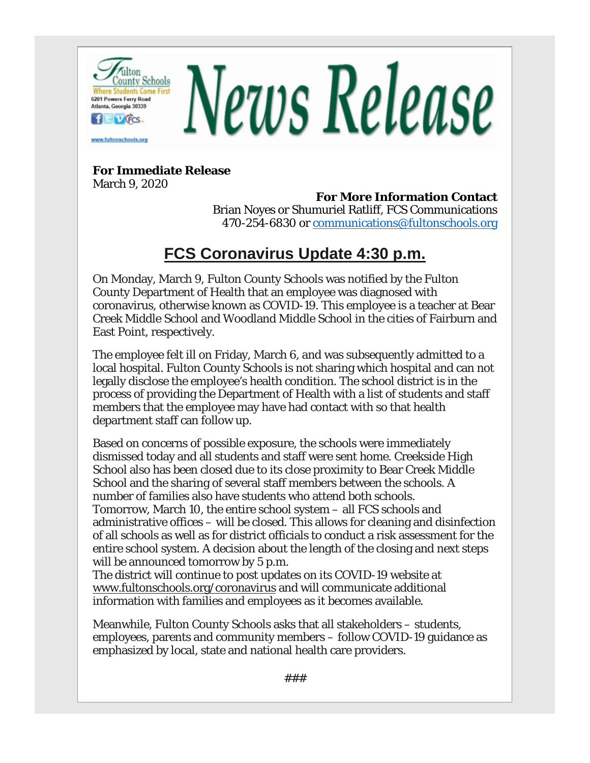Fulton County Schools
Where Students Come First
6201 Powers Ferry Road
Atlanta, Georgia 30339

www.fultonschools.org

# News Release

**For Immediate Release**
March 9, 2020

**For More Information Contact**
Brian Noyes or Shumuriel Ratliff, FCS Communications
470-254-6830 or communications@fultonschools.org

## FCS Coronavirus Update 4:30 p.m.

On Monday, March 9, Fulton County Schools was notified by the Fulton County Department of Health that an employee was diagnosed with coronavirus, otherwise known as COVID-19. This employee is a teacher at Bear Creek Middle School and Woodland Middle School in the cities of Fairburn and East Point, respectively.

The employee felt ill on Friday, March 6, and was subsequently admitted to a local hospital. Fulton County Schools is not sharing which hospital and can not legally disclose the employee's health condition. The school district is in the process of providing the Department of Health with a list of students and staff members that the employee may have had contact with so that health department staff can follow up.

Based on concerns of possible exposure, the schools were immediately dismissed today and all students and staff were sent home. Creekside High School also has been closed due to its close proximity to Bear Creek Middle School and the sharing of several staff members between the schools. A number of families also have students who attend both schools.
Tomorrow, March 10, the entire school system – all FCS schools and administrative offices – will be closed. This allows for cleaning and disinfection of all schools as well as for district officials to conduct a risk assessment for the entire school system. A decision about the length of the closing and next steps will be announced tomorrow by 5 p.m.
The district will continue to post updates on its COVID-19 website at www.fultonschools.org/coronavirus and will communicate additional information with families and employees as it becomes available.

Meanwhile, Fulton County Schools asks that all stakeholders – students, employees, parents and community members – follow COVID-19 guidance as emphasized by local, state and national health care providers.

###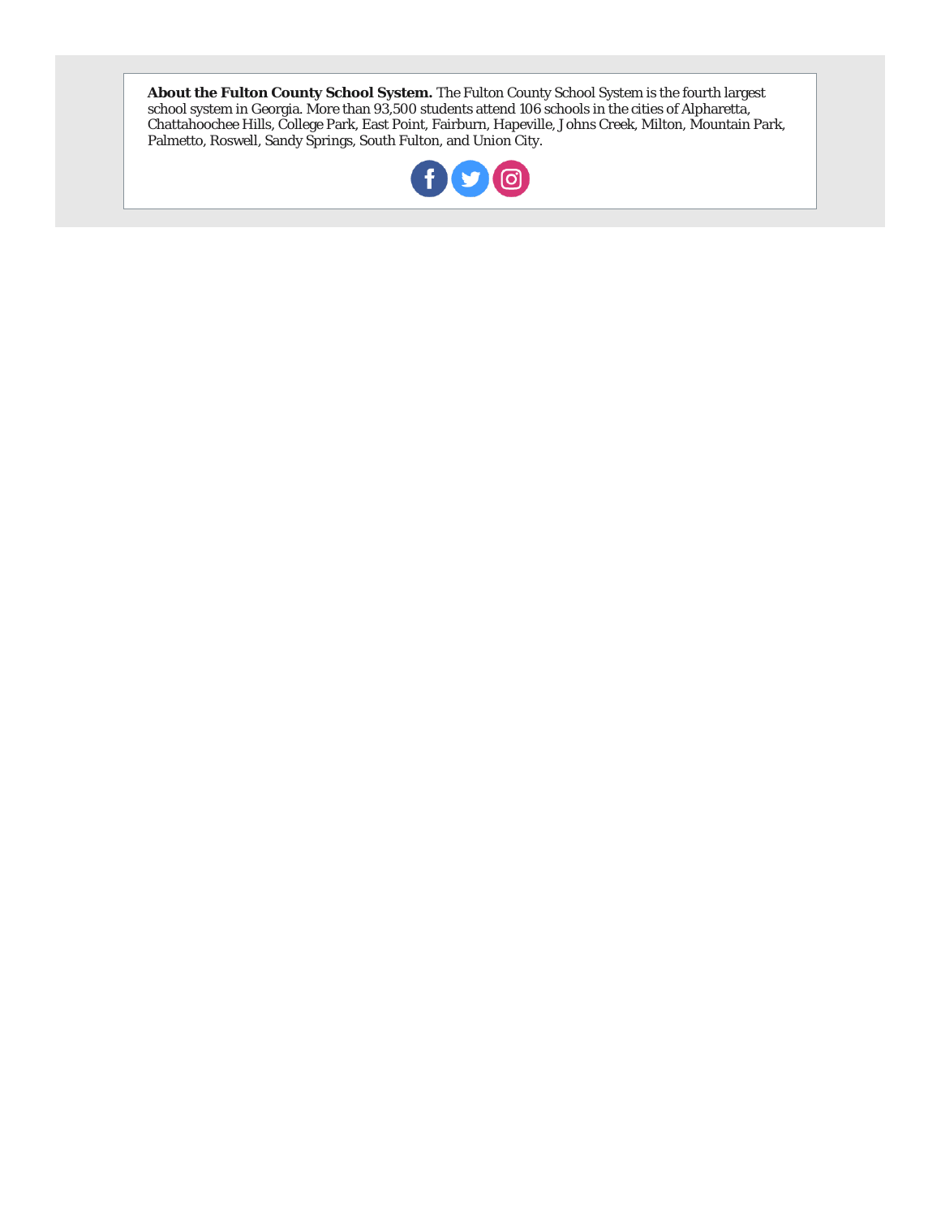**About the Fulton County School System.** The Fulton County School System is the fourth largest school system in Georgia. More than 93,500 students attend 106 schools in the cities of Alpharetta, Chattahoochee Hills, College Park, East Point, Fairburn, Hapeville, Johns Creek, Milton, Mountain Park, Palmetto, Roswell, Sandy Springs, South Fulton, and Union City.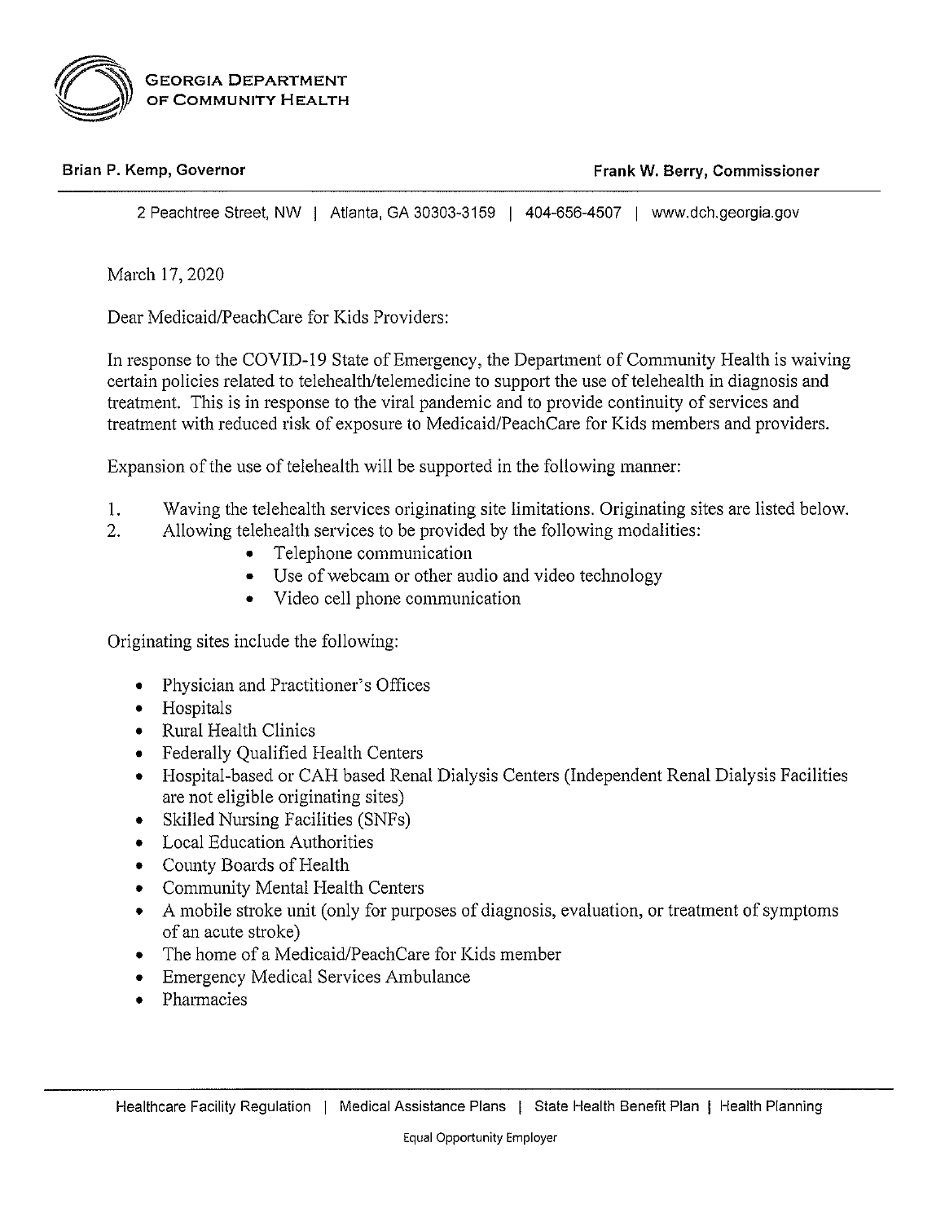**GEORGIA DEPARTMENT OF COMMUNITY HEALTH**

**Brian P. Kemp, Governor** **Frank W. Berry, Commissioner**

2 Peachtree Street, NW | Atlanta, GA 30303-3159 | 404-656-4507 | www.dch.georgia.gov

March 17, 2020

Dear Medicaid/PeachCare for Kids Providers:

In response to the COVID-19 State of Emergency, the Department of Community Health is waiving certain policies related to telehealth/telemedicine to support the use of telehealth in diagnosis and treatment. This is in response to the viral pandemic and to provide continuity of services and treatment with reduced risk of exposure to Medicaid/PeachCare for Kids members and providers.

Expansion of the use of telehealth will be supported in the following manner:

1. Waving the telehealth services originating site limitations. Originating sites are listed below.
2. Allowing telehealth services to be provided by the following modalities:
    - Telephone communication
    - Use of webcam or other audio and video technology
    - Video cell phone communication

Originating sites include the following:

- Physician and Practitioner's Offices
- Hospitals
- Rural Health Clinics
- Federally Qualified Health Centers
- Hospital-based or CAH based Renal Dialysis Centers (Independent Renal Dialysis Facilities are not eligible originating sites)
- Skilled Nursing Facilities (SNFs)
- Local Education Authorities
- County Boards of Health
- Community Mental Health Centers
- A mobile stroke unit (only for purposes of diagnosis, evaluation, or treatment of symptoms of an acute stroke)
- The home of a Medicaid/PeachCare for Kids member
- Emergency Medical Services Ambulance
- Pharmacies

Healthcare Facility Regulation | Medical Assistance Plans | State Health Benefit Plan | Health Planning

Equal Opportunity Employer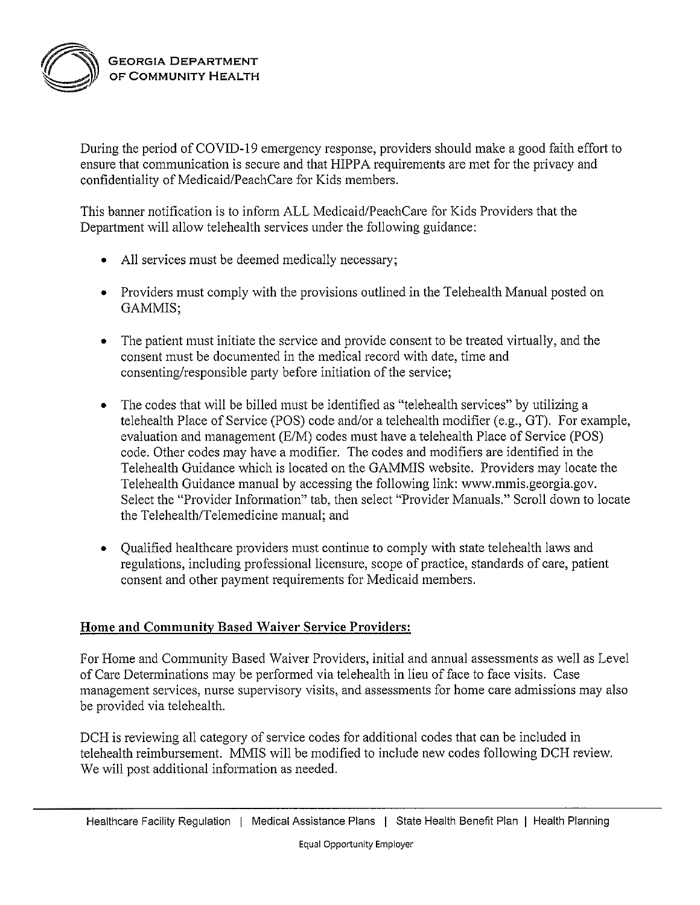During the period of COVID-19 emergency response, providers should make a good faith effort to ensure that communication is secure and that HIPPA requirements are met for the privacy and confidentiality of Medicaid/PeachCare for Kids members.

This banner notification is to inform ALL Medicaid/PeachCare for Kids Providers that the Department will allow telehealth services under the following guidance:

- All services must be deemed medically necessary;
- Providers must comply with the provisions outlined in the Telehealth Manual posted on GAMMIS;
- The patient must initiate the service and provide consent to be treated virtually, and the consent must be documented in the medical record with date, time and consenting/responsible party before initiation of the service;
- The codes that will be billed must be identified as "telehealth services" by utilizing a telehealth Place of Service (POS) code and/or a telehealth modifier (e.g., GT). For example, evaluation and management (E/M) codes must have a telehealth Place of Service (POS) code. Other codes may have a modifier. The codes and modifiers are identified in the Telehealth Guidance which is located on the GAMMIS website. Providers may locate the Telehealth Guidance manual by accessing the following link: www.mmis.georgia.gov. Select the "Provider Information" tab, then select "Provider Manuals." Scroll down to locate the Telehealth/Telemedicine manual; and
- Qualified healthcare providers must continue to comply with state telehealth laws and regulations, including professional licensure, scope of practice, standards of care, patient consent and other payment requirements for Medicaid members.

**Home and Community Based Waiver Service Providers:**

For Home and Community Based Waiver Providers, initial and annual assessments as well as Level of Care Determinations may be performed via telehealth in lieu of face to face visits. Case management services, nurse supervisory visits, and assessments for home care admissions may also be provided via telehealth.

DCH is reviewing all category of service codes for additional codes that can be included in telehealth reimbursement. MMIS will be modified to include new codes following DCH review. We will post additional information as needed.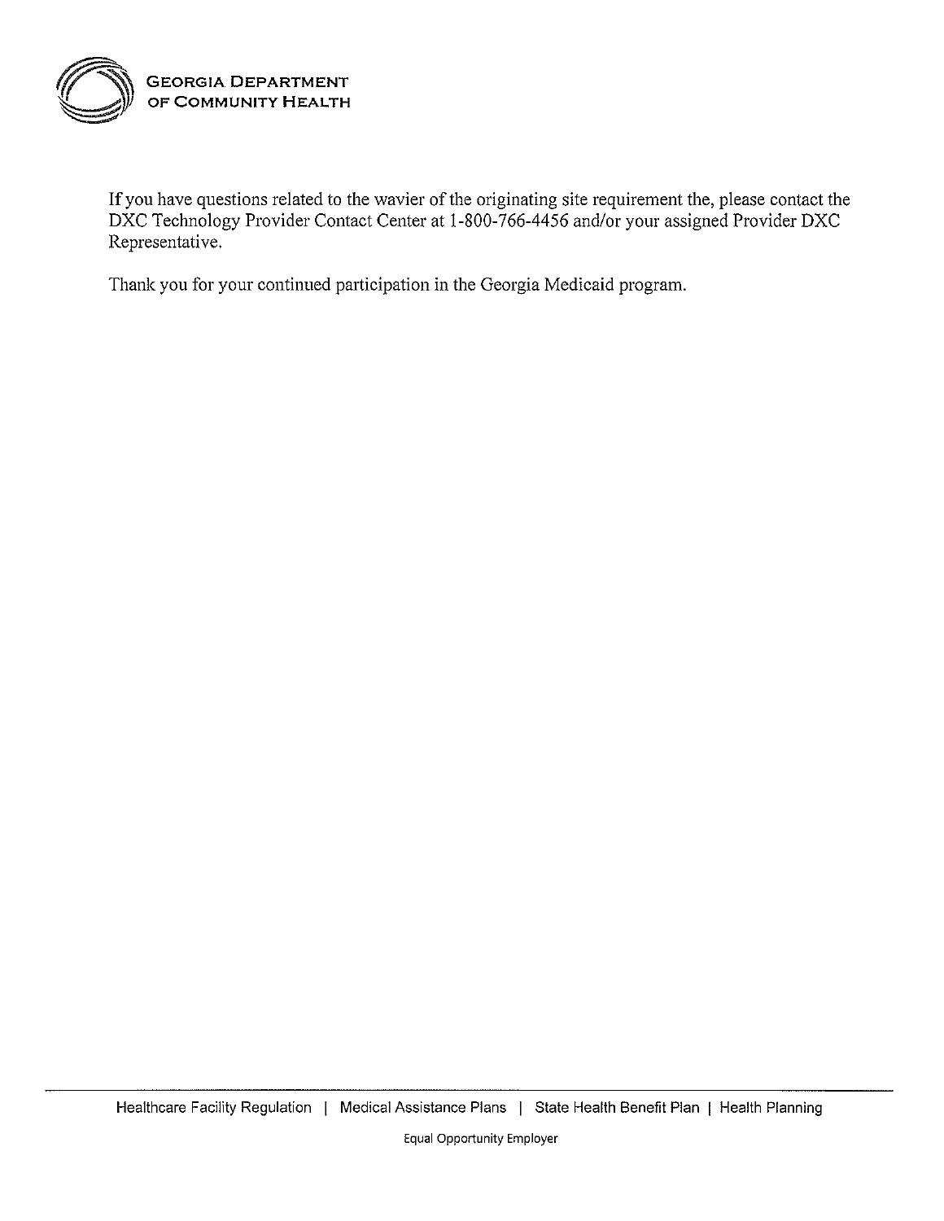If you have questions related to the wavier of the originating site requirement the, please contact the DXC Technology Provider Contact Center at 1-800-766-4456 and/or your assigned Provider DXC Representative.

Thank you for your continued participation in the Georgia Medicaid program.